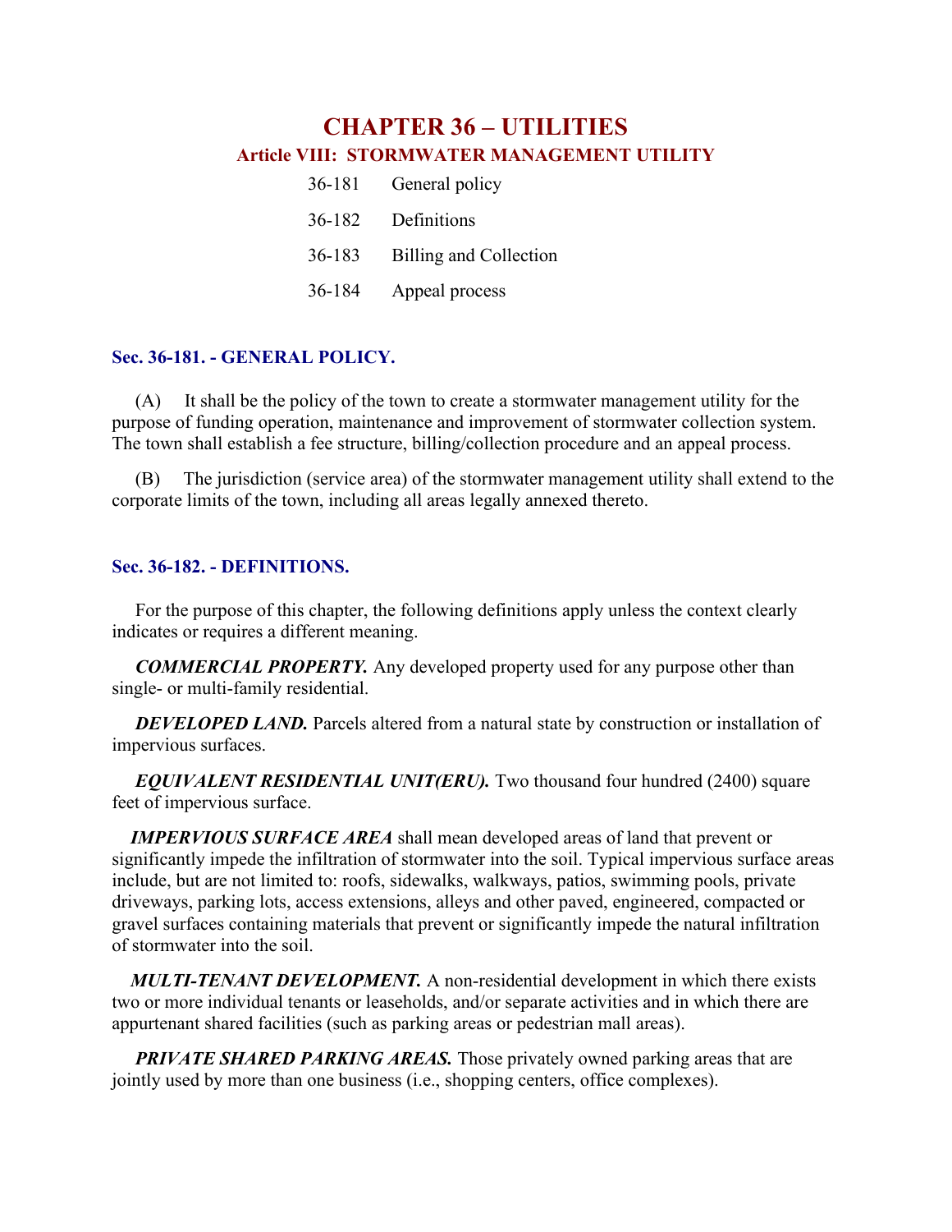# CHAPTER 36 – UTILITIES

## Article VIII: STORMWATER MANAGEMENT UTILITY

| | |
|---|---|
| 36-181 | General policy |
| 36-182 | Definitions |
| 36-183 | Billing and Collection |
| 36-184 | Appeal process |

### Sec. 36-181. - GENERAL POLICY.

(A) It shall be the policy of the town to create a stormwater management utility for the purpose of funding operation, maintenance and improvement of stormwater collection system. The town shall establish a fee structure, billing/collection procedure and an appeal process.

(B) The jurisdiction (service area) of the stormwater management utility shall extend to the corporate limits of the town, including all areas legally annexed thereto.

### Sec. 36-182. - DEFINITIONS.

For the purpose of this chapter, the following definitions apply unless the context clearly indicates or requires a different meaning.

***COMMERCIAL PROPERTY.*** Any developed property used for any purpose other than single- or multi-family residential.

***DEVELOPED LAND.*** Parcels altered from a natural state by construction or installation of impervious surfaces.

***EQUIVALENT RESIDENTIAL UNIT(ERU).*** Two thousand four hundred (2400) square feet of impervious surface.

***IMPERVIOUS SURFACE AREA*** shall mean developed areas of land that prevent or significantly impede the infiltration of stormwater into the soil. Typical impervious surface areas include, but are not limited to: roofs, sidewalks, walkways, patios, swimming pools, private driveways, parking lots, access extensions, alleys and other paved, engineered, compacted or gravel surfaces containing materials that prevent or significantly impede the natural infiltration of stormwater into the soil.

***MULTI-TENANT DEVELOPMENT.*** A non-residential development in which there exists two or more individual tenants or leaseholds, and/or separate activities and in which there are appurtenant shared facilities (such as parking areas or pedestrian mall areas).

***PRIVATE SHARED PARKING AREAS.*** Those privately owned parking areas that are jointly used by more than one business (i.e., shopping centers, office complexes).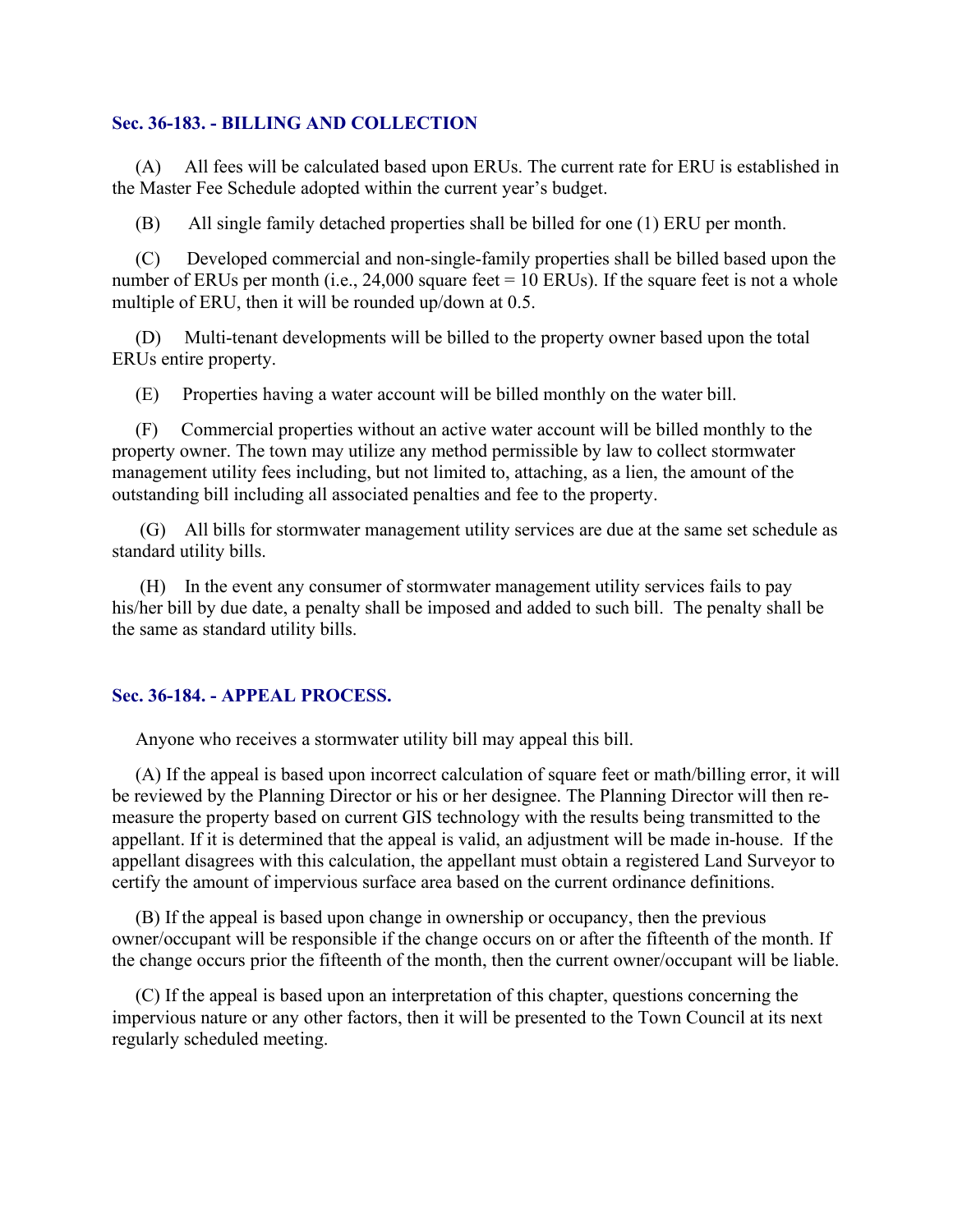### Sec. 36-183. - BILLING AND COLLECTION

(A) All fees will be calculated based upon ERUs. The current rate for ERU is established in the Master Fee Schedule adopted within the current year's budget.

(B) All single family detached properties shall be billed for one (1) ERU per month.

(C) Developed commercial and non-single-family properties shall be billed based upon the number of ERUs per month (i.e., 24,000 square feet = 10 ERUs). If the square feet is not a whole multiple of ERU, then it will be rounded up/down at 0.5.

(D) Multi-tenant developments will be billed to the property owner based upon the total ERUs entire property.

(E) Properties having a water account will be billed monthly on the water bill.

(F) Commercial properties without an active water account will be billed monthly to the property owner. The town may utilize any method permissible by law to collect stormwater management utility fees including, but not limited to, attaching, as a lien, the amount of the outstanding bill including all associated penalties and fee to the property.

(G) All bills for stormwater management utility services are due at the same set schedule as standard utility bills.

(H) In the event any consumer of stormwater management utility services fails to pay his/her bill by due date, a penalty shall be imposed and added to such bill. The penalty shall be the same as standard utility bills.

### Sec. 36-184. - APPEAL PROCESS.

Anyone who receives a stormwater utility bill may appeal this bill.

(A) If the appeal is based upon incorrect calculation of square feet or math/billing error, it will be reviewed by the Planning Director or his or her designee. The Planning Director will then re-measure the property based on current GIS technology with the results being transmitted to the appellant. If it is determined that the appeal is valid, an adjustment will be made in-house. If the appellant disagrees with this calculation, the appellant must obtain a registered Land Surveyor to certify the amount of impervious surface area based on the current ordinance definitions.

(B) If the appeal is based upon change in ownership or occupancy, then the previous owner/occupant will be responsible if the change occurs on or after the fifteenth of the month. If the change occurs prior the fifteenth of the month, then the current owner/occupant will be liable.

(C) If the appeal is based upon an interpretation of this chapter, questions concerning the impervious nature or any other factors, then it will be presented to the Town Council at its next regularly scheduled meeting.